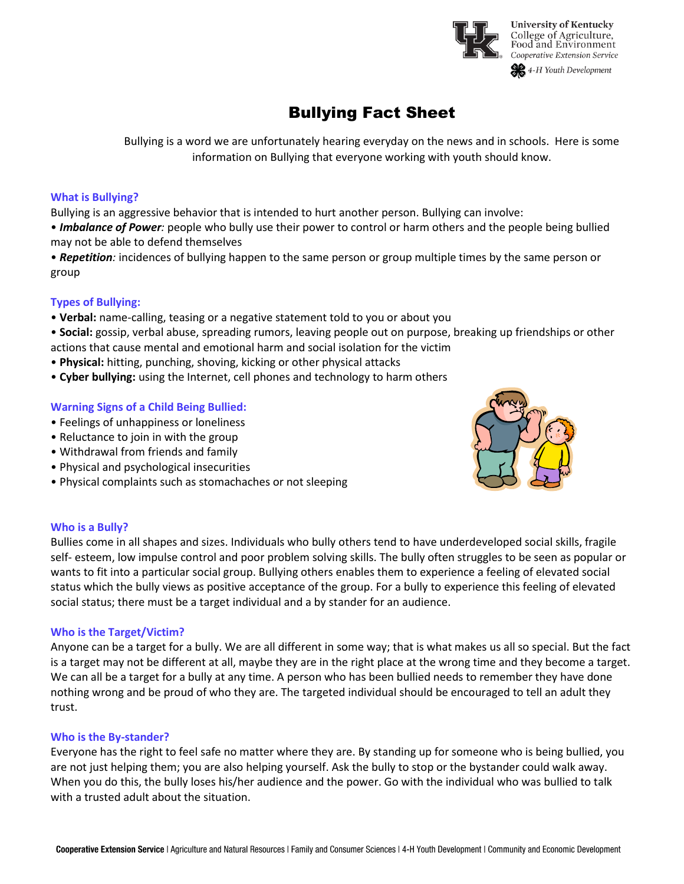University of Kentucky
College of Agriculture, Food and Environment
Cooperative Extension Service
4-H Youth Development

# Bullying Fact Sheet

Bullying is a word we are unfortunately hearing everyday on the news and in schools. Here is some information on Bullying that everyone working with youth should know.

## What is Bullying?

Bullying is an aggressive behavior that is intended to hurt another person. Bullying can involve:

- ***Imbalance of Power***: people who bully use their power to control or harm others and the people being bullied may not be able to defend themselves
- ***Repetition***: incidences of bullying happen to the same person or group multiple times by the same person or group

## Types of Bullying:

- **Verbal:** name-calling, teasing or a negative statement told to you or about you
- **Social:** gossip, verbal abuse, spreading rumors, leaving people out on purpose, breaking up friendships or other actions that cause mental and emotional harm and social isolation for the victim
- **Physical:** hitting, punching, shoving, kicking or other physical attacks
- **Cyber bullying:** using the Internet, cell phones and technology to harm others

## Warning Signs of a Child Being Bullied:

- Feelings of unhappiness or loneliness
- Reluctance to join in with the group
- Withdrawal from friends and family
- Physical and psychological insecurities
- Physical complaints such as stomachaches or not sleeping

## Who is a Bully?

Bullies come in all shapes and sizes. Individuals who bully others tend to have underdeveloped social skills, fragile self- esteem, low impulse control and poor problem solving skills. The bully often struggles to be seen as popular or wants to fit into a particular social group. Bullying others enables them to experience a feeling of elevated social status which the bully views as positive acceptance of the group. For a bully to experience this feeling of elevated social status; there must be a target individual and a by stander for an audience.

## Who is the Target/Victim?

Anyone can be a target for a bully. We are all different in some way; that is what makes us all so special. But the fact is a target may not be different at all, maybe they are in the right place at the wrong time and they become a target. We can all be a target for a bully at any time. A person who has been bullied needs to remember they have done nothing wrong and be proud of who they are. The targeted individual should be encouraged to tell an adult they trust.

## Who is the By-stander?

Everyone has the right to feel safe no matter where they are. By standing up for someone who is being bullied, you are not just helping them; you are also helping yourself. Ask the bully to stop or the bystander could walk away. When you do this, the bully loses his/her audience and the power. Go with the individual who was bullied to talk with a trusted adult about the situation.

**Cooperative Extension Service** | Agriculture and Natural Resources | Family and Consumer Sciences | 4-H Youth Development | Community and Economic Development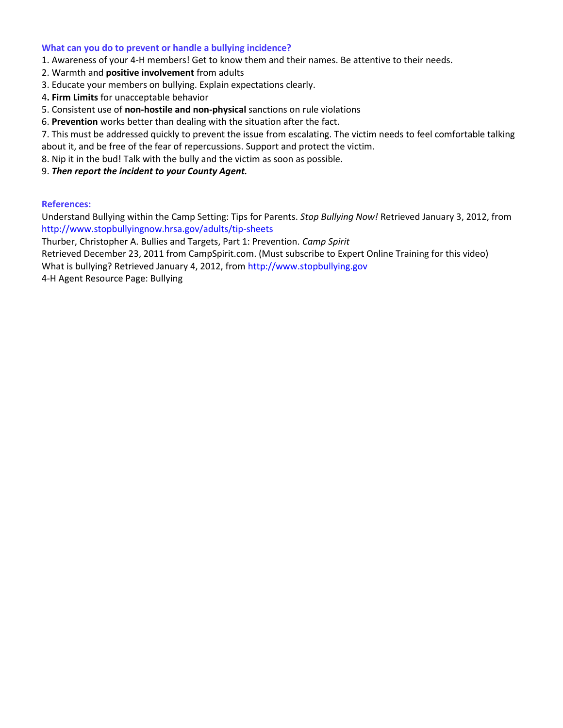### What can you do to prevent or handle a bullying incidence?

1. Awareness of your 4-H members! Get to know them and their names. Be attentive to their needs.
2. Warmth and **positive involvement** from adults
3. Educate your members on bullying. Explain expectations clearly.
4. **Firm Limits** for unacceptable behavior
5. Consistent use of **non-hostile and non-physical** sanctions on rule violations
6. **Prevention** works better than dealing with the situation after the fact.
7. This must be addressed quickly to prevent the issue from escalating. The victim needs to feel comfortable talking about it, and be free of the fear of repercussions. Support and protect the victim.
8. Nip it in the bud! Talk with the bully and the victim as soon as possible.
9. ***Then report the incident to your County Agent.***

### References:

Understand Bullying within the Camp Setting: Tips for Parents. *Stop Bullying Now!* Retrieved January 3, 2012, from http://www.stopbullyingnow.hrsa.gov/adults/tip-sheets

Thurber, Christopher A. Bullies and Targets, Part 1: Prevention. *Camp Spirit*
Retrieved December 23, 2011 from CampSpirit.com. (Must subscribe to Expert Online Training for this video)

What is bullying? Retrieved January 4, 2012, from http://www.stopbullying.gov

4-H Agent Resource Page: Bullying